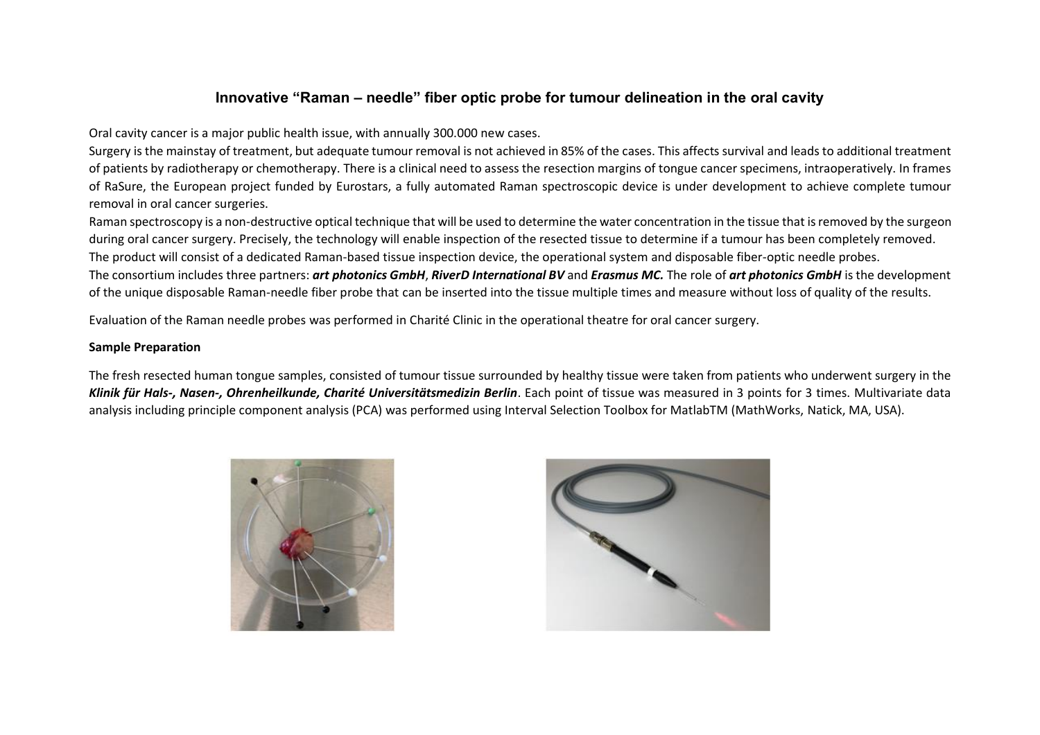# Innovative "Raman – needle" fiber optic probe for tumour delineation in the oral cavity

Oral cavity cancer is a major public health issue, with annually 300.000 new cases.

Surgery is the mainstay of treatment, but adequate tumour removal is not achieved in 85% of the cases. This affects survival and leads to additional treatment of patients by radiotherapy or chemotherapy. There is a clinical need to assess the resection margins of tongue cancer specimens, intraoperatively. In frames of RaSure, the European project funded by Eurostars, a fully automated Raman spectroscopic device is under development to achieve complete tumour removal in oral cancer surgeries.

Raman spectroscopy is a non-destructive optical technique that will be used to determine the water concentration in the tissue that is removed by the surgeon during oral cancer surgery. Precisely, the technology will enable inspection of the resected tissue to determine if a tumour has been completely removed.

The product will consist of a dedicated Raman-based tissue inspection device, the operational system and disposable fiber-optic needle probes.

The consortium includes three partners: ***art photonics GmbH***, ***RiverD International BV*** and ***Erasmus MC.*** The role of ***art photonics GmbH*** is the development of the unique disposable Raman-needle fiber probe that can be inserted into the tissue multiple times and measure without loss of quality of the results.

Evaluation of the Raman needle probes was performed in Charité Clinic in the operational theatre for oral cancer surgery.

**Sample Preparation**

The fresh resected human tongue samples, consisted of tumour tissue surrounded by healthy tissue were taken from patients who underwent surgery in the ***Klinik für Hals-, Nasen-, Ohrenheilkunde, Charité Universitätsmedizin Berlin***. Each point of tissue was measured in 3 points for 3 times. Multivariate data analysis including principle component analysis (PCA) was performed using Interval Selection Toolbox for MatlabTM (MathWorks, Natick, MA, USA).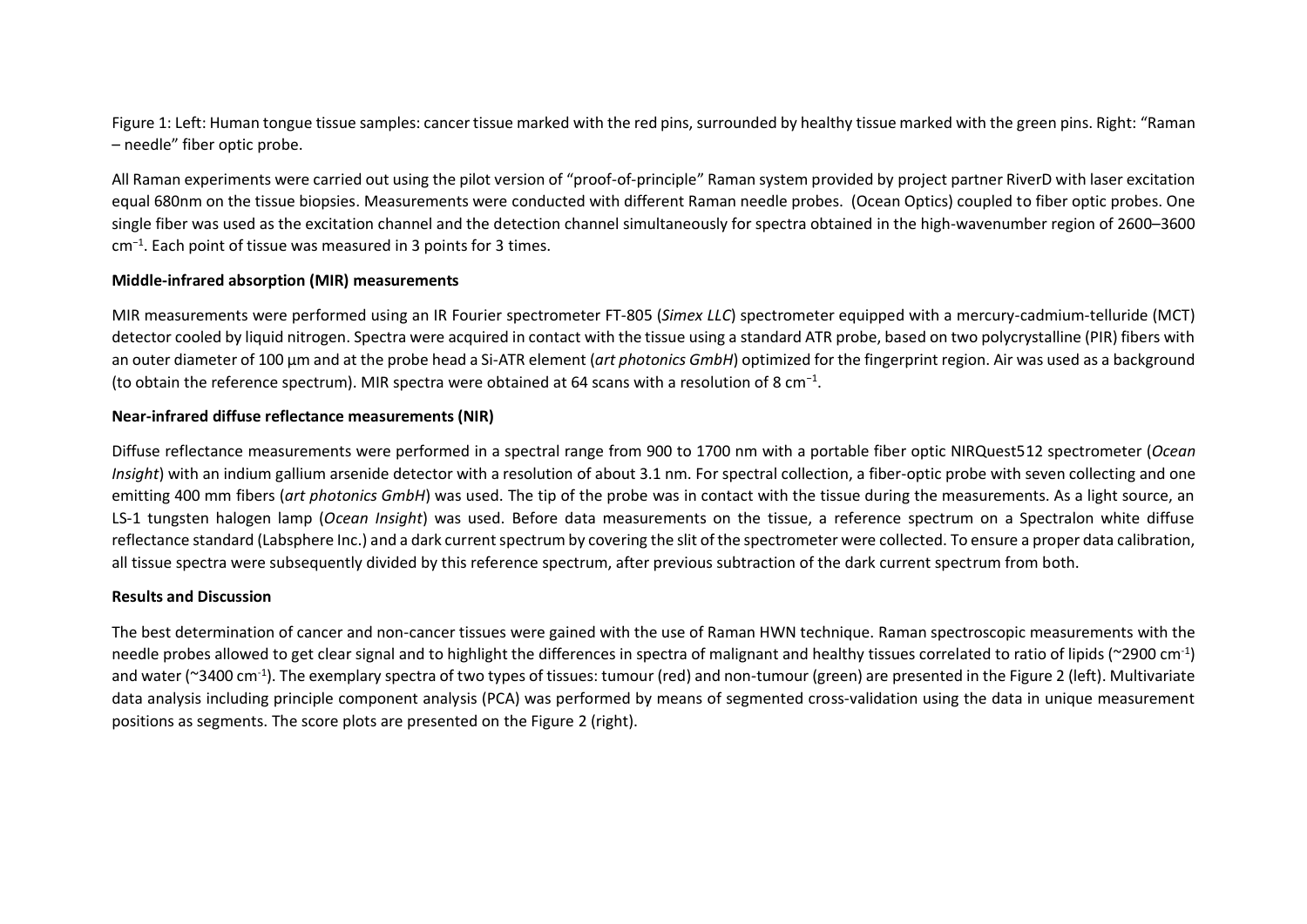Figure 1: Left: Human tongue tissue samples: cancer tissue marked with the red pins, surrounded by healthy tissue marked with the green pins. Right: "Raman – needle" fiber optic probe.

All Raman experiments were carried out using the pilot version of "proof-of-principle" Raman system provided by project partner RiverD with laser excitation equal 680nm on the tissue biopsies. Measurements were conducted with different Raman needle probes. (Ocean Optics) coupled to fiber optic probes. One single fiber was used as the excitation channel and the detection channel simultaneously for spectra obtained in the high-wavenumber region of 2600–3600 $cm^{-1}$. Each point of tissue was measured in 3 points for 3 times.

**Middle-infrared absorption (MIR) measurements**

MIR measurements were performed using an IR Fourier spectrometer FT-805 (*Simex LLC*) spectrometer equipped with a mercury-cadmium-telluride (MCT) detector cooled by liquid nitrogen. Spectra were acquired in contact with the tissue using a standard ATR probe, based on two polycrystalline (PIR) fibers with an outer diameter of 100 µm and at the probe head a Si-ATR element (*art photonics GmbH*) optimized for the fingerprint region. Air was used as a background (to obtain the reference spectrum). MIR spectra were obtained at 64 scans with a resolution of 8 $cm^{-1}$.

**Near-infrared diffuse reflectance measurements (NIR)**

Diffuse reflectance measurements were performed in a spectral range from 900 to 1700 nm with a portable fiber optic NIRQuest512 spectrometer (*Ocean Insight*) with an indium gallium arsenide detector with a resolution of about 3.1 nm. For spectral collection, a fiber-optic probe with seven collecting and one emitting 400 mm fibers (*art photonics GmbH*) was used. The tip of the probe was in contact with the tissue during the measurements. As a light source, an LS-1 tungsten halogen lamp (*Ocean Insight*) was used. Before data measurements on the tissue, a reference spectrum on a Spectralon white diffuse reflectance standard (Labsphere Inc.) and a dark current spectrum by covering the slit of the spectrometer were collected. To ensure a proper data calibration, all tissue spectra were subsequently divided by this reference spectrum, after previous subtraction of the dark current spectrum from both.

**Results and Discussion**

The best determination of cancer and non-cancer tissues were gained with the use of Raman HWN technique. Raman spectroscopic measurements with the needle probes allowed to get clear signal and to highlight the differences in spectra of malignant and healthy tissues correlated to ratio of lipids (~2900 $cm^{-1}$) and water (~3400 $cm^{-1}$). The exemplary spectra of two types of tissues: tumour (red) and non-tumour (green) are presented in the Figure 2 (left). Multivariate data analysis including principle component analysis (PCA) was performed by means of segmented cross-validation using the data in unique measurement positions as segments. The score plots are presented on the Figure 2 (right).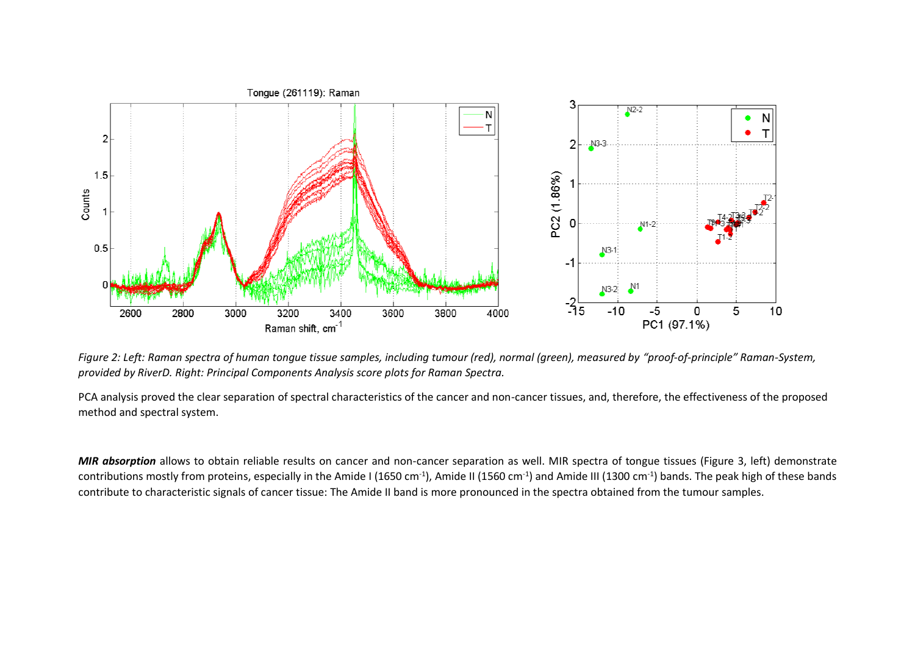*Figure 2: Left: Raman spectra of human tongue tissue samples, including tumour (red), normal (green), measured by "proof-of-principle" Raman-System, provided by RiverD. Right: Principal Components Analysis score plots for Raman Spectra.*

PCA analysis proved the clear separation of spectral characteristics of the cancer and non-cancer tissues, and, therefore, the effectiveness of the proposed method and spectral system.

***MIR absorption*** allows to obtain reliable results on cancer and non-cancer separation as well. MIR spectra of tongue tissues (Figure 3, left) demonstrate contributions mostly from proteins, especially in the Amide I (1650 $cm^{-1}$), Amide II (1560 $cm^{-1}$) and Amide III (1300 $cm^{-1}$) bands. The peak high of these bands contribute to characteristic signals of cancer tissue: The Amide II band is more pronounced in the spectra obtained from the tumour samples.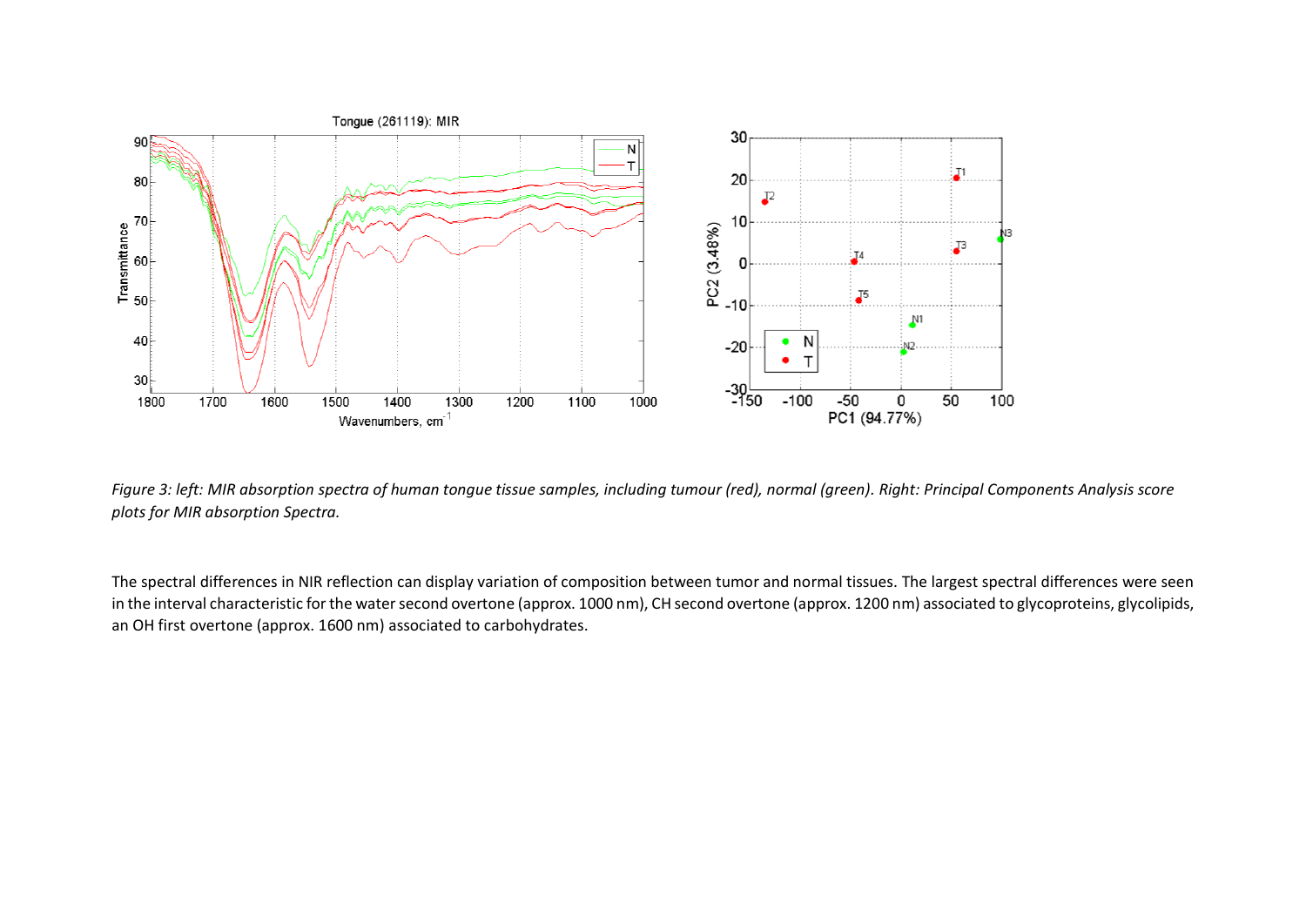*Figure 3: left: MIR absorption spectra of human tongue tissue samples, including tumour (red), normal (green). Right: Principal Components Analysis score plots for MIR absorption Spectra.*

The spectral differences in NIR reflection can display variation of composition between tumor and normal tissues. The largest spectral differences were seen in the interval characteristic for the water second overtone (approx. 1000 nm), CH second overtone (approx. 1200 nm) associated to glycoproteins, glycolipids, an OH first overtone (approx. 1600 nm) associated to carbohydrates.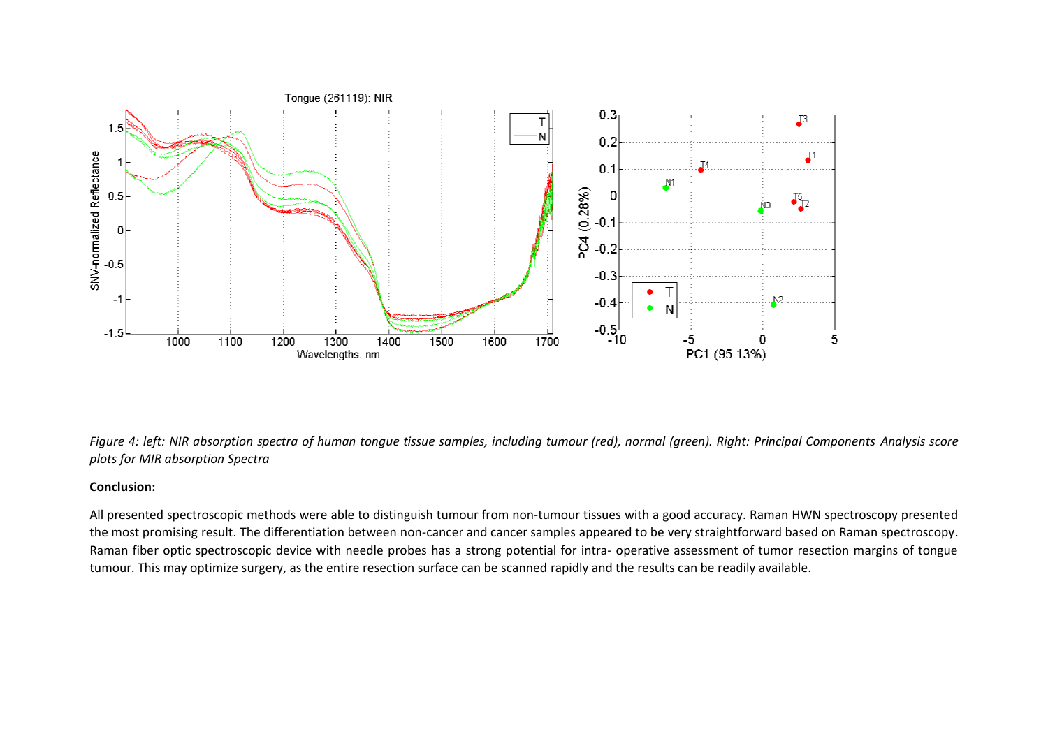Tongue (261119): NIR

SNV-normalized Reflectance

Wavelengths, nm

1.5
1
0.5
0
-0.5
-1
-1.5

1000 1100 1200 1300 1400 1500 1600 1700

T
N

PC4 (0.28%)

PC1 (95.13%)

0.3
0.2
0.1
0
-0.1
-0.2
-0.3
-0.4
-0.5

-10 -5 0 5

T3
T1
T4
N1
T5
T2
N3
N2

T
N

*Figure 4: left: NIR absorption spectra of human tongue tissue samples, including tumour (red), normal (green). Right: Principal Components Analysis score plots for MIR absorption Spectra*

**Conclusion:**

All presented spectroscopic methods were able to distinguish tumour from non-tumour tissues with a good accuracy. Raman HWN spectroscopy presented the most promising result. The differentiation between non-cancer and cancer samples appeared to be very straightforward based on Raman spectroscopy. Raman fiber optic spectroscopic device with needle probes has a strong potential for intra- operative assessment of tumor resection margins of tongue tumour. This may optimize surgery, as the entire resection surface can be scanned rapidly and the results can be readily available.